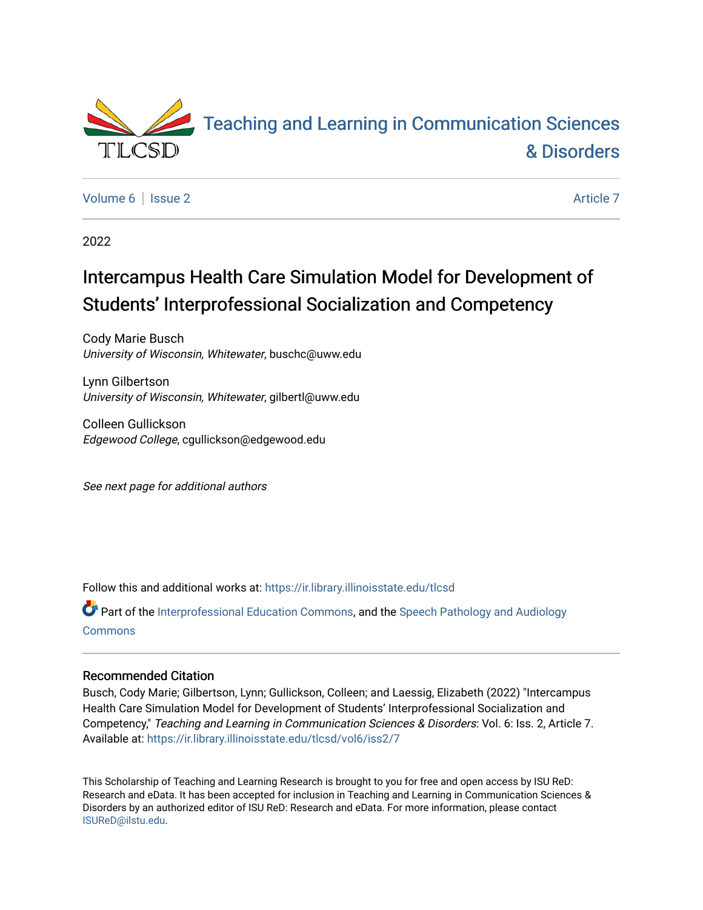Teaching and Learning in Communication Sciences & Disorders

Volume 6 | Issue 2 | Article 7

2022

# Intercampus Health Care Simulation Model for Development of Students' Interprofessional Socialization and Competency

Cody Marie Busch
*University of Wisconsin, Whitewater*, buschc@uww.edu

Lynn Gilbertson
*University of Wisconsin, Whitewater*, gilbertl@uww.edu

Colleen Gullickson
*Edgewood College*, cgullickson@edgewood.edu

*See next page for additional authors*

Follow this and additional works at: https://ir.library.illinoisstate.edu/tlcsd

Part of the Interprofessional Education Commons, and the Speech Pathology and Audiology Commons

## Recommended Citation

Busch, Cody Marie; Gilbertson, Lynn; Gullickson, Colleen; and Laessig, Elizabeth (2022) "Intercampus Health Care Simulation Model for Development of Students' Interprofessional Socialization and Competency," *Teaching and Learning in Communication Sciences & Disorders*: Vol. 6: Iss. 2, Article 7.
Available at: https://ir.library.illinoisstate.edu/tlcsd/vol6/iss2/7

This Scholarship of Teaching and Learning Research is brought to you for free and open access by ISU ReD: Research and eData. It has been accepted for inclusion in Teaching and Learning in Communication Sciences & Disorders by an authorized editor of ISU ReD: Research and eData. For more information, please contact ISUReD@ilstu.edu.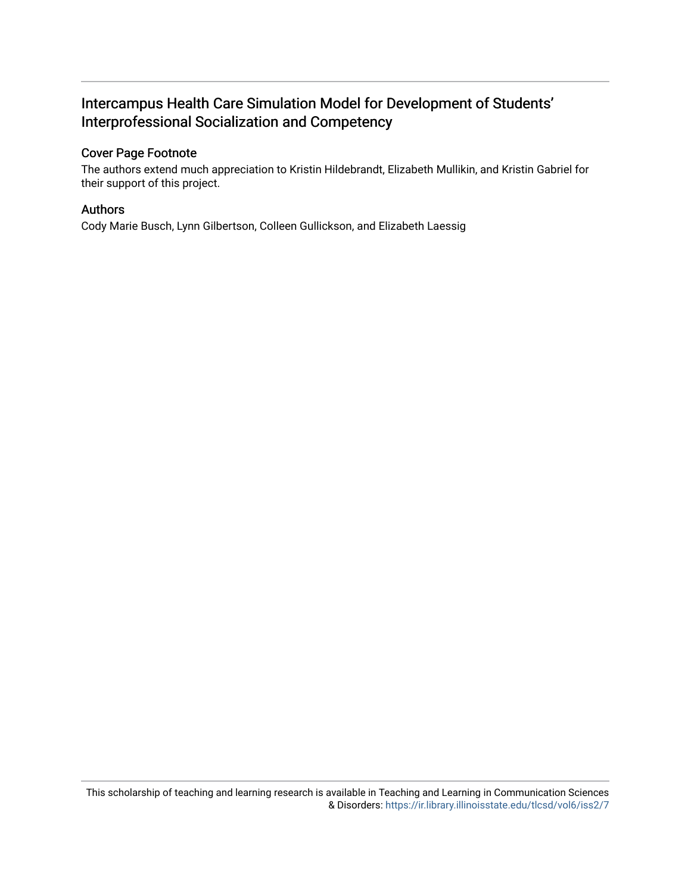# Intercampus Health Care Simulation Model for Development of Students' Interprofessional Socialization and Competency

## Cover Page Footnote

The authors extend much appreciation to Kristin Hildebrandt, Elizabeth Mullikin, and Kristin Gabriel for their support of this project.

## Authors

Cody Marie Busch, Lynn Gilbertson, Colleen Gullickson, and Elizabeth Laessig

This scholarship of teaching and learning research is available in Teaching and Learning in Communication Sciences & Disorders: https://ir.library.illinoisstate.edu/tlcsd/vol6/iss2/7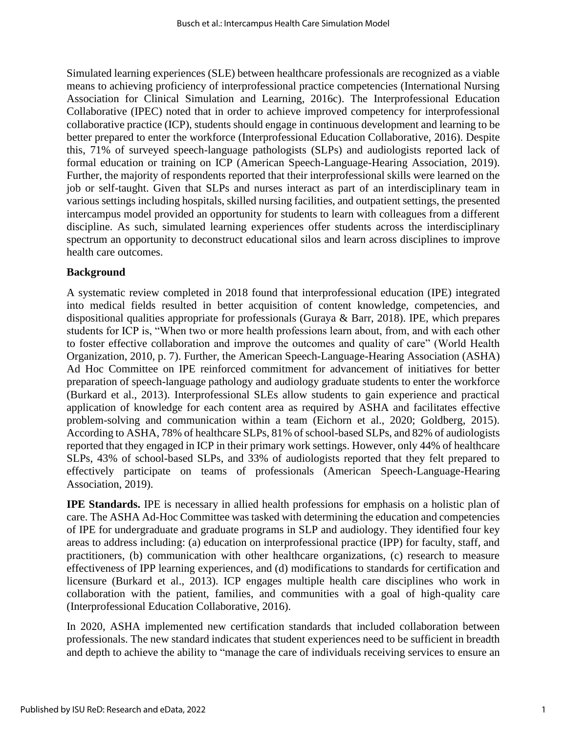Simulated learning experiences (SLE) between healthcare professionals are recognized as a viable means to achieving proficiency of interprofessional practice competencies (International Nursing Association for Clinical Simulation and Learning, 2016c). The Interprofessional Education Collaborative (IPEC) noted that in order to achieve improved competency for interprofessional collaborative practice (ICP), students should engage in continuous development and learning to be better prepared to enter the workforce (Interprofessional Education Collaborative, 2016). Despite this, 71% of surveyed speech-language pathologists (SLPs) and audiologists reported lack of formal education or training on ICP (American Speech-Language-Hearing Association, 2019). Further, the majority of respondents reported that their interprofessional skills were learned on the job or self-taught. Given that SLPs and nurses interact as part of an interdisciplinary team in various settings including hospitals, skilled nursing facilities, and outpatient settings, the presented intercampus model provided an opportunity for students to learn with colleagues from a different discipline. As such, simulated learning experiences offer students across the interdisciplinary spectrum an opportunity to deconstruct educational silos and learn across disciplines to improve health care outcomes.

## Background

A systematic review completed in 2018 found that interprofessional education (IPE) integrated into medical fields resulted in better acquisition of content knowledge, competencies, and dispositional qualities appropriate for professionals (Guraya & Barr, 2018). IPE, which prepares students for ICP is, "When two or more health professions learn about, from, and with each other to foster effective collaboration and improve the outcomes and quality of care" (World Health Organization, 2010, p. 7). Further, the American Speech-Language-Hearing Association (ASHA) Ad Hoc Committee on IPE reinforced commitment for advancement of initiatives for better preparation of speech-language pathology and audiology graduate students to enter the workforce (Burkard et al., 2013). Interprofessional SLEs allow students to gain experience and practical application of knowledge for each content area as required by ASHA and facilitates effective problem-solving and communication within a team (Eichorn et al., 2020; Goldberg, 2015). According to ASHA, 78% of healthcare SLPs, 81% of school-based SLPs, and 82% of audiologists reported that they engaged in ICP in their primary work settings. However, only 44% of healthcare SLPs, 43% of school-based SLPs, and 33% of audiologists reported that they felt prepared to effectively participate on teams of professionals (American Speech-Language-Hearing Association, 2019).

**IPE Standards.** IPE is necessary in allied health professions for emphasis on a holistic plan of care. The ASHA Ad-Hoc Committee was tasked with determining the education and competencies of IPE for undergraduate and graduate programs in SLP and audiology. They identified four key areas to address including: (a) education on interprofessional practice (IPP) for faculty, staff, and practitioners, (b) communication with other healthcare organizations, (c) research to measure effectiveness of IPP learning experiences, and (d) modifications to standards for certification and licensure (Burkard et al., 2013). ICP engages multiple health care disciplines who work in collaboration with the patient, families, and communities with a goal of high-quality care (Interprofessional Education Collaborative, 2016).

In 2020, ASHA implemented new certification standards that included collaboration between professionals. The new standard indicates that student experiences need to be sufficient in breadth and depth to achieve the ability to "manage the care of individuals receiving services to ensure an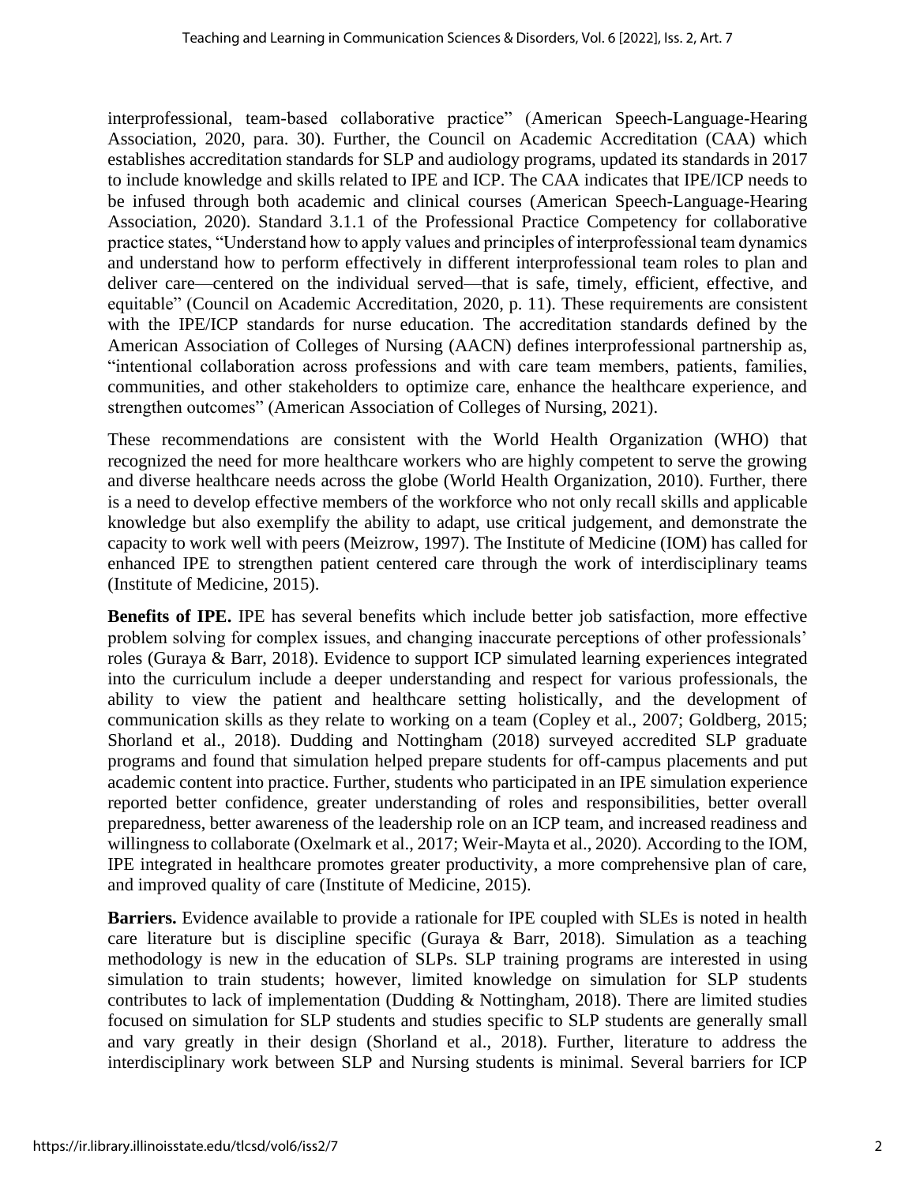interprofessional, team-based collaborative practice" (American Speech-Language-Hearing Association, 2020, para. 30). Further, the Council on Academic Accreditation (CAA) which establishes accreditation standards for SLP and audiology programs, updated its standards in 2017 to include knowledge and skills related to IPE and ICP. The CAA indicates that IPE/ICP needs to be infused through both academic and clinical courses (American Speech-Language-Hearing Association, 2020). Standard 3.1.1 of the Professional Practice Competency for collaborative practice states, "Understand how to apply values and principles of interprofessional team dynamics and understand how to perform effectively in different interprofessional team roles to plan and deliver care—centered on the individual served—that is safe, timely, efficient, effective, and equitable" (Council on Academic Accreditation, 2020, p. 11). These requirements are consistent with the IPE/ICP standards for nurse education. The accreditation standards defined by the American Association of Colleges of Nursing (AACN) defines interprofessional partnership as, "intentional collaboration across professions and with care team members, patients, families, communities, and other stakeholders to optimize care, enhance the healthcare experience, and strengthen outcomes" (American Association of Colleges of Nursing, 2021).

These recommendations are consistent with the World Health Organization (WHO) that recognized the need for more healthcare workers who are highly competent to serve the growing and diverse healthcare needs across the globe (World Health Organization, 2010). Further, there is a need to develop effective members of the workforce who not only recall skills and applicable knowledge but also exemplify the ability to adapt, use critical judgement, and demonstrate the capacity to work well with peers (Meizrow, 1997). The Institute of Medicine (IOM) has called for enhanced IPE to strengthen patient centered care through the work of interdisciplinary teams (Institute of Medicine, 2015).

**Benefits of IPE.** IPE has several benefits which include better job satisfaction, more effective problem solving for complex issues, and changing inaccurate perceptions of other professionals' roles (Guraya & Barr, 2018). Evidence to support ICP simulated learning experiences integrated into the curriculum include a deeper understanding and respect for various professionals, the ability to view the patient and healthcare setting holistically, and the development of communication skills as they relate to working on a team (Copley et al., 2007; Goldberg, 2015; Shorland et al., 2018). Dudding and Nottingham (2018) surveyed accredited SLP graduate programs and found that simulation helped prepare students for off-campus placements and put academic content into practice. Further, students who participated in an IPE simulation experience reported better confidence, greater understanding of roles and responsibilities, better overall preparedness, better awareness of the leadership role on an ICP team, and increased readiness and willingness to collaborate (Oxelmark et al., 2017; Weir-Mayta et al., 2020). According to the IOM, IPE integrated in healthcare promotes greater productivity, a more comprehensive plan of care, and improved quality of care (Institute of Medicine, 2015).

**Barriers.** Evidence available to provide a rationale for IPE coupled with SLEs is noted in health care literature but is discipline specific (Guraya & Barr, 2018). Simulation as a teaching methodology is new in the education of SLPs. SLP training programs are interested in using simulation to train students; however, limited knowledge on simulation for SLP students contributes to lack of implementation (Dudding & Nottingham, 2018). There are limited studies focused on simulation for SLP students and studies specific to SLP students are generally small and vary greatly in their design (Shorland et al., 2018). Further, literature to address the interdisciplinary work between SLP and Nursing students is minimal. Several barriers for ICP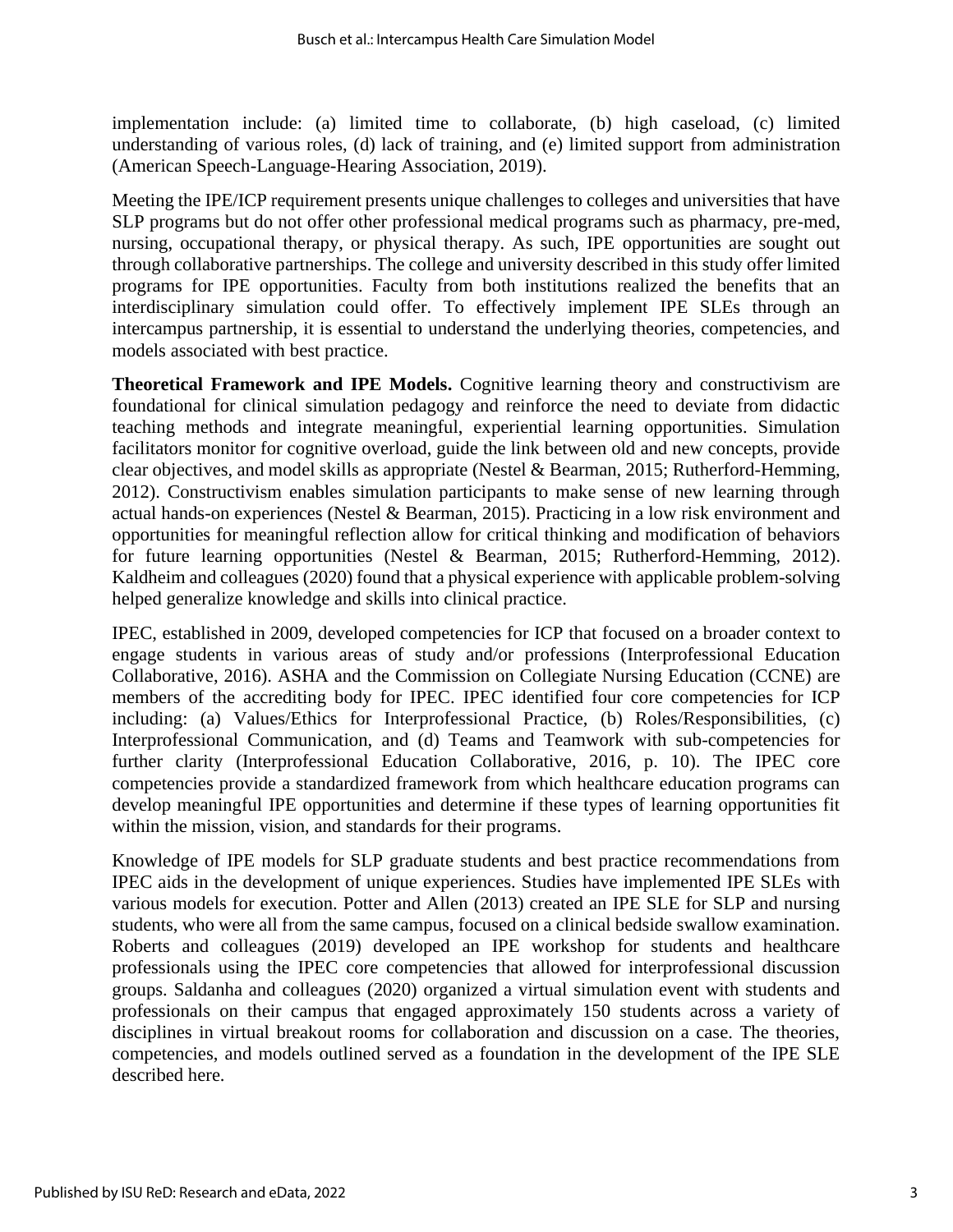implementation include: (a) limited time to collaborate, (b) high caseload, (c) limited understanding of various roles, (d) lack of training, and (e) limited support from administration (American Speech-Language-Hearing Association, 2019).

Meeting the IPE/ICP requirement presents unique challenges to colleges and universities that have SLP programs but do not offer other professional medical programs such as pharmacy, pre-med, nursing, occupational therapy, or physical therapy. As such, IPE opportunities are sought out through collaborative partnerships. The college and university described in this study offer limited programs for IPE opportunities. Faculty from both institutions realized the benefits that an interdisciplinary simulation could offer. To effectively implement IPE SLEs through an intercampus partnership, it is essential to understand the underlying theories, competencies, and models associated with best practice.

**Theoretical Framework and IPE Models.** Cognitive learning theory and constructivism are foundational for clinical simulation pedagogy and reinforce the need to deviate from didactic teaching methods and integrate meaningful, experiential learning opportunities. Simulation facilitators monitor for cognitive overload, guide the link between old and new concepts, provide clear objectives, and model skills as appropriate (Nestel & Bearman, 2015; Rutherford-Hemming, 2012). Constructivism enables simulation participants to make sense of new learning through actual hands-on experiences (Nestel & Bearman, 2015). Practicing in a low risk environment and opportunities for meaningful reflection allow for critical thinking and modification of behaviors for future learning opportunities (Nestel & Bearman, 2015; Rutherford-Hemming, 2012). Kaldheim and colleagues (2020) found that a physical experience with applicable problem-solving helped generalize knowledge and skills into clinical practice.

IPEC, established in 2009, developed competencies for ICP that focused on a broader context to engage students in various areas of study and/or professions (Interprofessional Education Collaborative, 2016). ASHA and the Commission on Collegiate Nursing Education (CCNE) are members of the accrediting body for IPEC. IPEC identified four core competencies for ICP including: (a) Values/Ethics for Interprofessional Practice, (b) Roles/Responsibilities, (c) Interprofessional Communication, and (d) Teams and Teamwork with sub-competencies for further clarity (Interprofessional Education Collaborative, 2016, p. 10). The IPEC core competencies provide a standardized framework from which healthcare education programs can develop meaningful IPE opportunities and determine if these types of learning opportunities fit within the mission, vision, and standards for their programs.

Knowledge of IPE models for SLP graduate students and best practice recommendations from IPEC aids in the development of unique experiences. Studies have implemented IPE SLEs with various models for execution. Potter and Allen (2013) created an IPE SLE for SLP and nursing students, who were all from the same campus, focused on a clinical bedside swallow examination. Roberts and colleagues (2019) developed an IPE workshop for students and healthcare professionals using the IPEC core competencies that allowed for interprofessional discussion groups. Saldanha and colleagues (2020) organized a virtual simulation event with students and professionals on their campus that engaged approximately 150 students across a variety of disciplines in virtual breakout rooms for collaboration and discussion on a case. The theories, competencies, and models outlined served as a foundation in the development of the IPE SLE described here.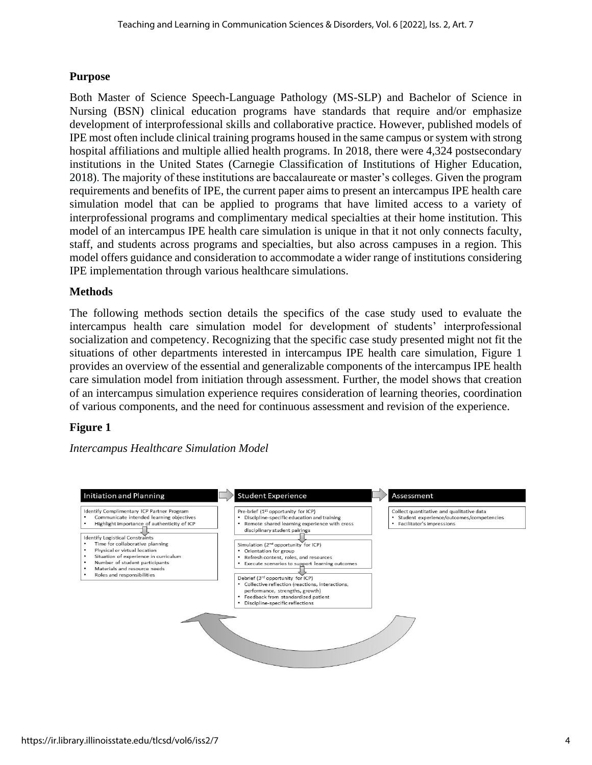## Purpose

Both Master of Science Speech-Language Pathology (MS-SLP) and Bachelor of Science in Nursing (BSN) clinical education programs have standards that require and/or emphasize development of interprofessional skills and collaborative practice. However, published models of IPE most often include clinical training programs housed in the same campus or system with strong hospital affiliations and multiple allied health programs. In 2018, there were 4,324 postsecondary institutions in the United States (Carnegie Classification of Institutions of Higher Education, 2018). The majority of these institutions are baccalaureate or master's colleges. Given the program requirements and benefits of IPE, the current paper aims to present an intercampus IPE health care simulation model that can be applied to programs that have limited access to a variety of interprofessional programs and complimentary medical specialties at their home institution. This model of an intercampus IPE health care simulation is unique in that it not only connects faculty, staff, and students across programs and specialties, but also across campuses in a region. This model offers guidance and consideration to accommodate a wider range of institutions considering IPE implementation through various healthcare simulations.

## Methods

The following methods section details the specifics of the case study used to evaluate the intercampus health care simulation model for development of students' interprofessional socialization and competency. Recognizing that the specific case study presented might not fit the situations of other departments interested in intercampus IPE health care simulation, Figure 1 provides an overview of the essential and generalizable components of the intercampus IPE health care simulation model from initiation through assessment. Further, the model shows that creation of an intercampus simulation experience requires consideration of learning theories, coordination of various components, and the need for continuous assessment and revision of the experience.

**Figure 1**

*Intercampus Healthcare Simulation Model*

**Initiation and Planning**

Identify Complimentary ICP Partner Program
- Communicate intended learning objectives
- Highlight importance of authenticity of ICP

Identify Logistical Constraints
- Time for collaborative planning
- Physical or virtual location
- Situation of experience in curriculum
- Number of student participants
- Materials and resource needs
- Roles and responsibilities

**Student Experience**

Pre-brief (1st opportunity for ICP)
- Discipline-specific education and training
- Remote shared learning experience with cross disciplinary student pairings

Simulation (2nd opportunity for ICP)
- Orientation for group
- Refresh content, roles, and resources
- Execute scenarios to support learning outcomes

Debrief (3rd opportunity for ICP)
- Collective reflection (reactions, interactions, performance, strengths, growth)
- Feedback from standardized patient
- Discipline-specific reflections

**Assessment**

Collect quantitative and qualitative data
- Student experience/outcomes/competencies
- Facilitator's impressions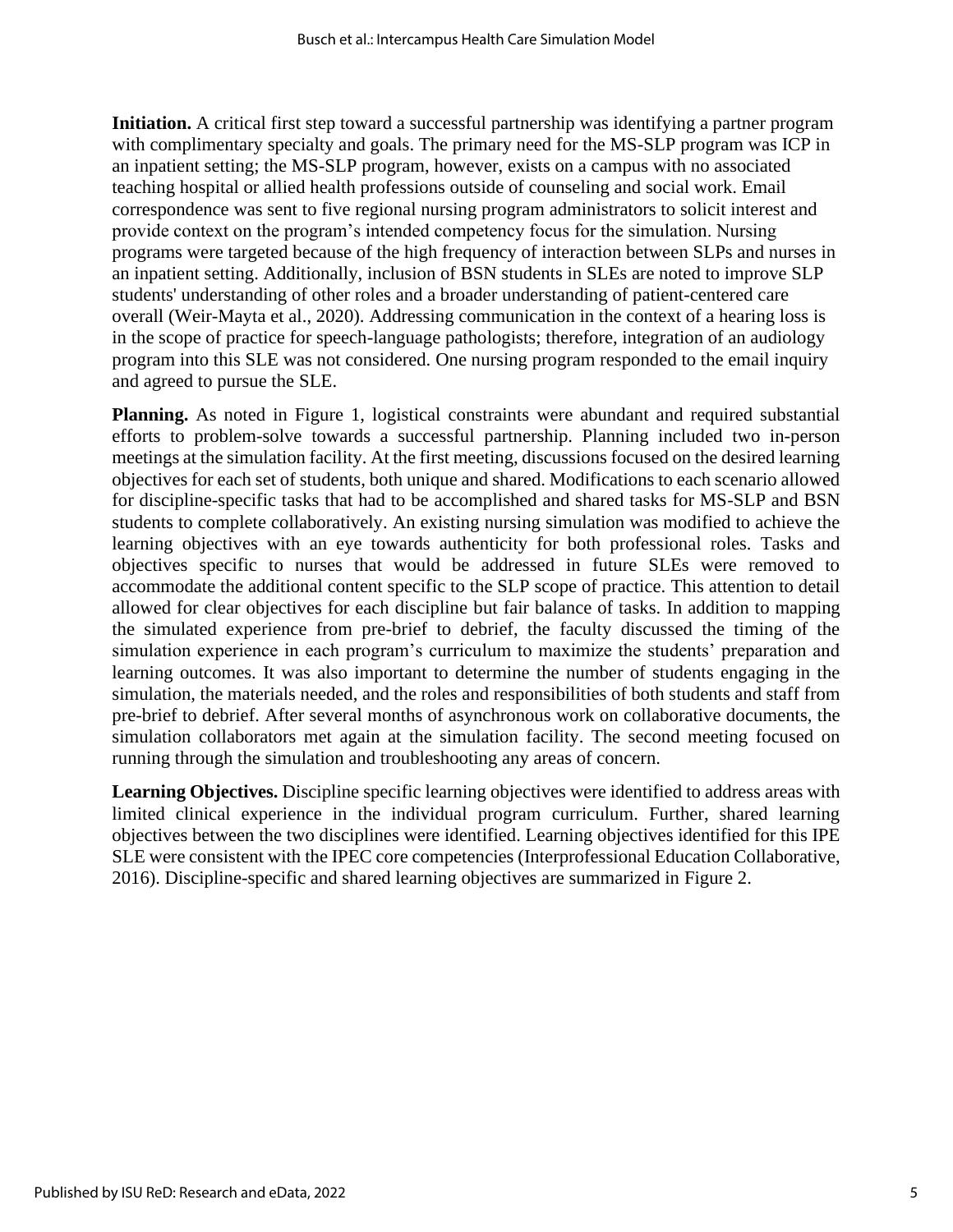**Initiation.** A critical first step toward a successful partnership was identifying a partner program with complimentary specialty and goals. The primary need for the MS-SLP program was ICP in an inpatient setting; the MS-SLP program, however, exists on a campus with no associated teaching hospital or allied health professions outside of counseling and social work. Email correspondence was sent to five regional nursing program administrators to solicit interest and provide context on the program's intended competency focus for the simulation. Nursing programs were targeted because of the high frequency of interaction between SLPs and nurses in an inpatient setting. Additionally, inclusion of BSN students in SLEs are noted to improve SLP students' understanding of other roles and a broader understanding of patient-centered care overall (Weir-Mayta et al., 2020). Addressing communication in the context of a hearing loss is in the scope of practice for speech-language pathologists; therefore, integration of an audiology program into this SLE was not considered. One nursing program responded to the email inquiry and agreed to pursue the SLE.

**Planning.** As noted in Figure 1, logistical constraints were abundant and required substantial efforts to problem-solve towards a successful partnership. Planning included two in-person meetings at the simulation facility. At the first meeting, discussions focused on the desired learning objectives for each set of students, both unique and shared. Modifications to each scenario allowed for discipline-specific tasks that had to be accomplished and shared tasks for MS-SLP and BSN students to complete collaboratively. An existing nursing simulation was modified to achieve the learning objectives with an eye towards authenticity for both professional roles. Tasks and objectives specific to nurses that would be addressed in future SLEs were removed to accommodate the additional content specific to the SLP scope of practice. This attention to detail allowed for clear objectives for each discipline but fair balance of tasks. In addition to mapping the simulated experience from pre-brief to debrief, the faculty discussed the timing of the simulation experience in each program's curriculum to maximize the students' preparation and learning outcomes. It was also important to determine the number of students engaging in the simulation, the materials needed, and the roles and responsibilities of both students and staff from pre-brief to debrief. After several months of asynchronous work on collaborative documents, the simulation collaborators met again at the simulation facility. The second meeting focused on running through the simulation and troubleshooting any areas of concern.

**Learning Objectives.** Discipline specific learning objectives were identified to address areas with limited clinical experience in the individual program curriculum. Further, shared learning objectives between the two disciplines were identified. Learning objectives identified for this IPE SLE were consistent with the IPEC core competencies (Interprofessional Education Collaborative, 2016). Discipline-specific and shared learning objectives are summarized in Figure 2.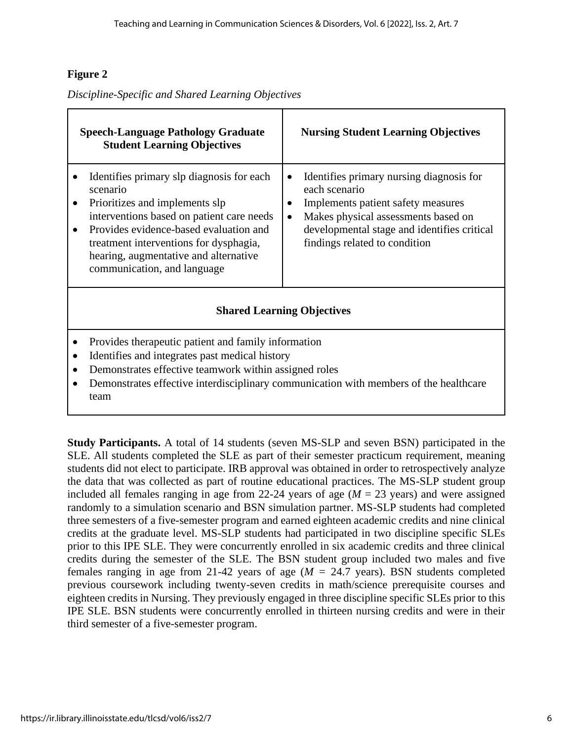**Figure 2**

*Discipline-Specific and Shared Learning Objectives*

| Speech-Language Pathology Graduate Student Learning Objectives | Nursing Student Learning Objectives |
| --- | --- |
| • Identifies primary slp diagnosis for each scenario<br>• Prioritizes and implements slp interventions based on patient care needs<br>• Provides evidence-based evaluation and treatment interventions for dysphagia, hearing, augmentative and alternative communication, and language | • Identifies primary nursing diagnosis for each scenario<br>• Implements patient safety measures<br>• Makes physical assessments based on developmental stage and identifies critical findings related to condition |
| **Shared Learning Objectives** | |
| • Provides therapeutic patient and family information<br>• Identifies and integrates past medical history<br>• Demonstrates effective teamwork within assigned roles<br>• Demonstrates effective interdisciplinary communication with members of the healthcare team | |

**Study Participants.** A total of 14 students (seven MS-SLP and seven BSN) participated in the SLE. All students completed the SLE as part of their semester practicum requirement, meaning students did not elect to participate. IRB approval was obtained in order to retrospectively analyze the data that was collected as part of routine educational practices. The MS-SLP student group included all females ranging in age from 22-24 years of age ($M$ = 23 years) and were assigned randomly to a simulation scenario and BSN simulation partner. MS-SLP students had completed three semesters of a five-semester program and earned eighteen academic credits and nine clinical credits at the graduate level. MS-SLP students had participated in two discipline specific SLEs prior to this IPE SLE. They were concurrently enrolled in six academic credits and three clinical credits during the semester of the SLE. The BSN student group included two males and five females ranging in age from 21-42 years of age ($M$ = 24.7 years). BSN students completed previous coursework including twenty-seven credits in math/science prerequisite courses and eighteen credits in Nursing. They previously engaged in three discipline specific SLEs prior to this IPE SLE. BSN students were concurrently enrolled in thirteen nursing credits and were in their third semester of a five-semester program.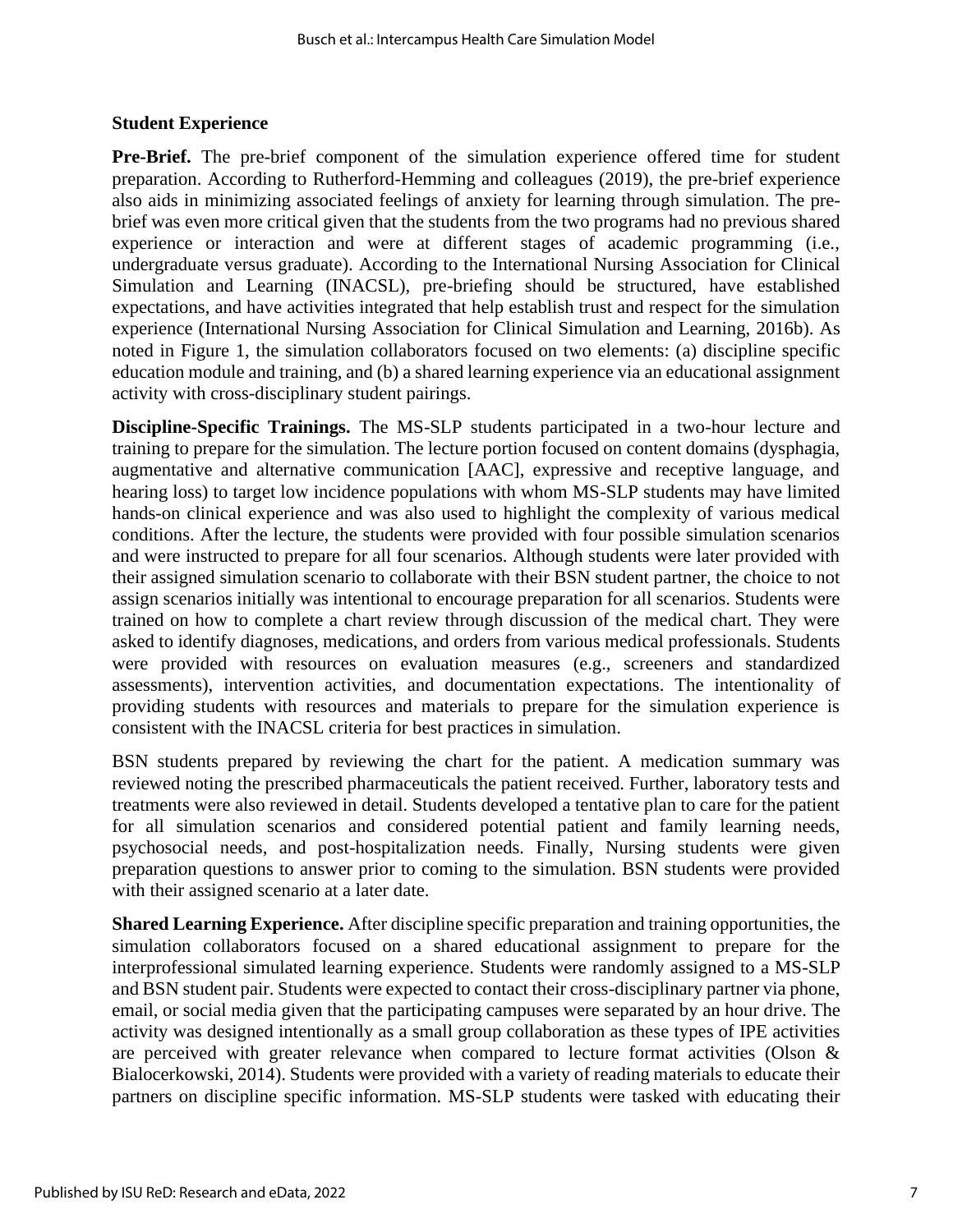## Student Experience

**Pre-Brief.** The pre-brief component of the simulation experience offered time for student preparation. According to Rutherford-Hemming and colleagues (2019), the pre-brief experience also aids in minimizing associated feelings of anxiety for learning through simulation. The pre-brief was even more critical given that the students from the two programs had no previous shared experience or interaction and were at different stages of academic programming (i.e., undergraduate versus graduate). According to the International Nursing Association for Clinical Simulation and Learning (INACSL), pre-briefing should be structured, have established expectations, and have activities integrated that help establish trust and respect for the simulation experience (International Nursing Association for Clinical Simulation and Learning, 2016b). As noted in Figure 1, the simulation collaborators focused on two elements: (a) discipline specific education module and training, and (b) a shared learning experience via an educational assignment activity with cross-disciplinary student pairings.

**Discipline-Specific Trainings.** The MS-SLP students participated in a two-hour lecture and training to prepare for the simulation. The lecture portion focused on content domains (dysphagia, augmentative and alternative communication [AAC], expressive and receptive language, and hearing loss) to target low incidence populations with whom MS-SLP students may have limited hands-on clinical experience and was also used to highlight the complexity of various medical conditions. After the lecture, the students were provided with four possible simulation scenarios and were instructed to prepare for all four scenarios. Although students were later provided with their assigned simulation scenario to collaborate with their BSN student partner, the choice to not assign scenarios initially was intentional to encourage preparation for all scenarios. Students were trained on how to complete a chart review through discussion of the medical chart. They were asked to identify diagnoses, medications, and orders from various medical professionals. Students were provided with resources on evaluation measures (e.g., screeners and standardized assessments), intervention activities, and documentation expectations. The intentionality of providing students with resources and materials to prepare for the simulation experience is consistent with the INACSL criteria for best practices in simulation.

BSN students prepared by reviewing the chart for the patient. A medication summary was reviewed noting the prescribed pharmaceuticals the patient received. Further, laboratory tests and treatments were also reviewed in detail. Students developed a tentative plan to care for the patient for all simulation scenarios and considered potential patient and family learning needs, psychosocial needs, and post-hospitalization needs. Finally, Nursing students were given preparation questions to answer prior to coming to the simulation. BSN students were provided with their assigned scenario at a later date.

**Shared Learning Experience.** After discipline specific preparation and training opportunities, the simulation collaborators focused on a shared educational assignment to prepare for the interprofessional simulated learning experience. Students were randomly assigned to a MS-SLP and BSN student pair. Students were expected to contact their cross-disciplinary partner via phone, email, or social media given that the participating campuses were separated by an hour drive. The activity was designed intentionally as a small group collaboration as these types of IPE activities are perceived with greater relevance when compared to lecture format activities (Olson & Bialocerkowski, 2014). Students were provided with a variety of reading materials to educate their partners on discipline specific information. MS-SLP students were tasked with educating their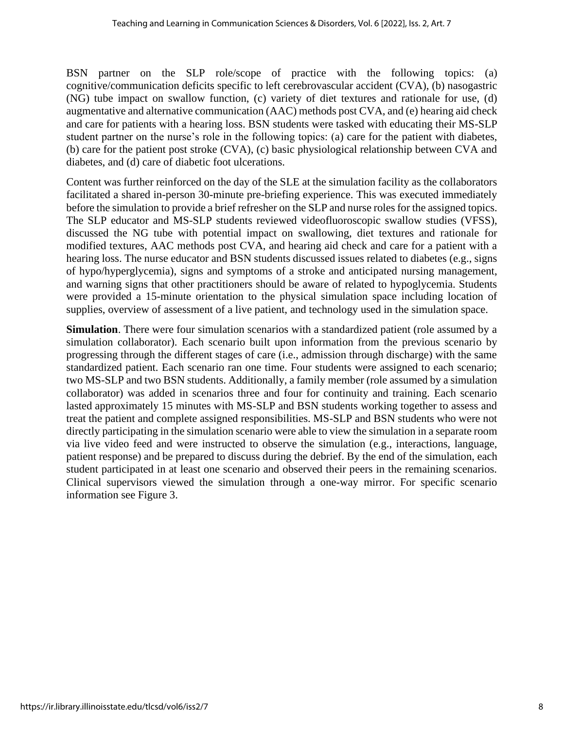BSN partner on the SLP role/scope of practice with the following topics: (a) cognitive/communication deficits specific to left cerebrovascular accident (CVA), (b) nasogastric (NG) tube impact on swallow function, (c) variety of diet textures and rationale for use, (d) augmentative and alternative communication (AAC) methods post CVA, and (e) hearing aid check and care for patients with a hearing loss. BSN students were tasked with educating their MS-SLP student partner on the nurse's role in the following topics: (a) care for the patient with diabetes, (b) care for the patient post stroke (CVA), (c) basic physiological relationship between CVA and diabetes, and (d) care of diabetic foot ulcerations.

Content was further reinforced on the day of the SLE at the simulation facility as the collaborators facilitated a shared in-person 30-minute pre-briefing experience. This was executed immediately before the simulation to provide a brief refresher on the SLP and nurse roles for the assigned topics. The SLP educator and MS-SLP students reviewed videofluoroscopic swallow studies (VFSS), discussed the NG tube with potential impact on swallowing, diet textures and rationale for modified textures, AAC methods post CVA, and hearing aid check and care for a patient with a hearing loss. The nurse educator and BSN students discussed issues related to diabetes (e.g., signs of hypo/hyperglycemia), signs and symptoms of a stroke and anticipated nursing management, and warning signs that other practitioners should be aware of related to hypoglycemia. Students were provided a 15-minute orientation to the physical simulation space including location of supplies, overview of assessment of a live patient, and technology used in the simulation space.

**Simulation**. There were four simulation scenarios with a standardized patient (role assumed by a simulation collaborator). Each scenario built upon information from the previous scenario by progressing through the different stages of care (i.e., admission through discharge) with the same standardized patient. Each scenario ran one time. Four students were assigned to each scenario; two MS-SLP and two BSN students. Additionally, a family member (role assumed by a simulation collaborator) was added in scenarios three and four for continuity and training. Each scenario lasted approximately 15 minutes with MS-SLP and BSN students working together to assess and treat the patient and complete assigned responsibilities. MS-SLP and BSN students who were not directly participating in the simulation scenario were able to view the simulation in a separate room via live video feed and were instructed to observe the simulation (e.g., interactions, language, patient response) and be prepared to discuss during the debrief. By the end of the simulation, each student participated in at least one scenario and observed their peers in the remaining scenarios. Clinical supervisors viewed the simulation through a one-way mirror. For specific scenario information see Figure 3.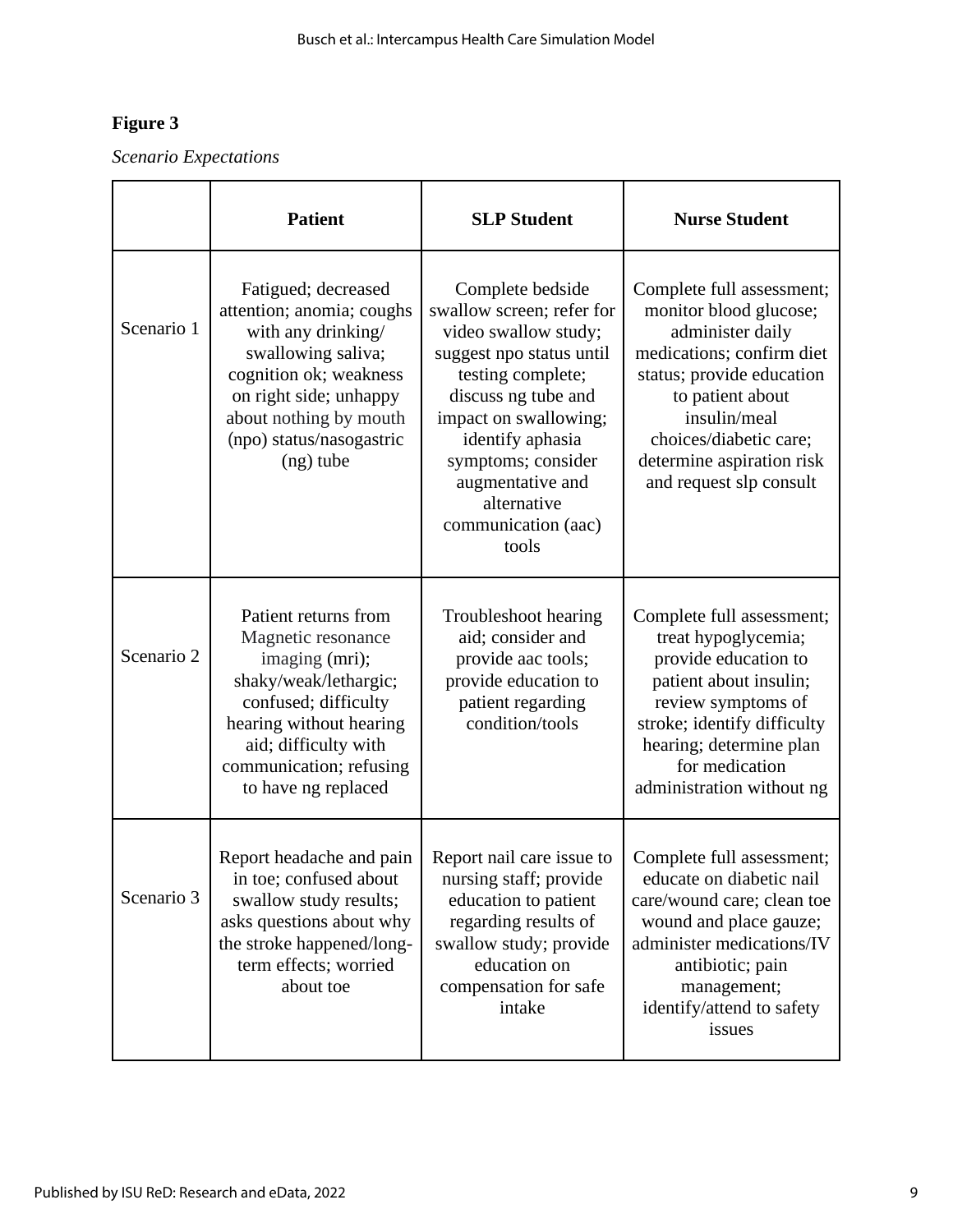**Figure 3**

*Scenario Expectations*

| | Patient | SLP Student | Nurse Student |
|---|---|---|---|
| Scenario 1 | Fatigued; decreased attention; anomia; coughs with any drinking/ swallowing saliva; cognition ok; weakness on right side; unhappy about nothing by mouth (npo) status/nasogastric (ng) tube | Complete bedside swallow screen; refer for video swallow study; suggest npo status until testing complete; discuss ng tube and impact on swallowing; identify aphasia symptoms; consider augmentative and alternative communication (aac) tools | Complete full assessment; monitor blood glucose; administer daily medications; confirm diet status; provide education to patient about insulin/meal choices/diabetic care; determine aspiration risk and request slp consult |
| Scenario 2 | Patient returns from Magnetic resonance imaging (mri); shaky/weak/lethargic; confused; difficulty hearing without hearing aid; difficulty with communication; refusing to have ng replaced | Troubleshoot hearing aid; consider and provide aac tools; provide education to patient regarding condition/tools | Complete full assessment; treat hypoglycemia; provide education to patient about insulin; review symptoms of stroke; identify difficulty hearing; determine plan for medication administration without ng |
| Scenario 3 | Report headache and pain in toe; confused about swallow study results; asks questions about why the stroke happened/long-term effects; worried about toe | Report nail care issue to nursing staff; provide education to patient regarding results of swallow study; provide education on compensation for safe intake | Complete full assessment; educate on diabetic nail care/wound care; clean toe wound and place gauze; administer medications/IV antibiotic; pain management; identify/attend to safety issues |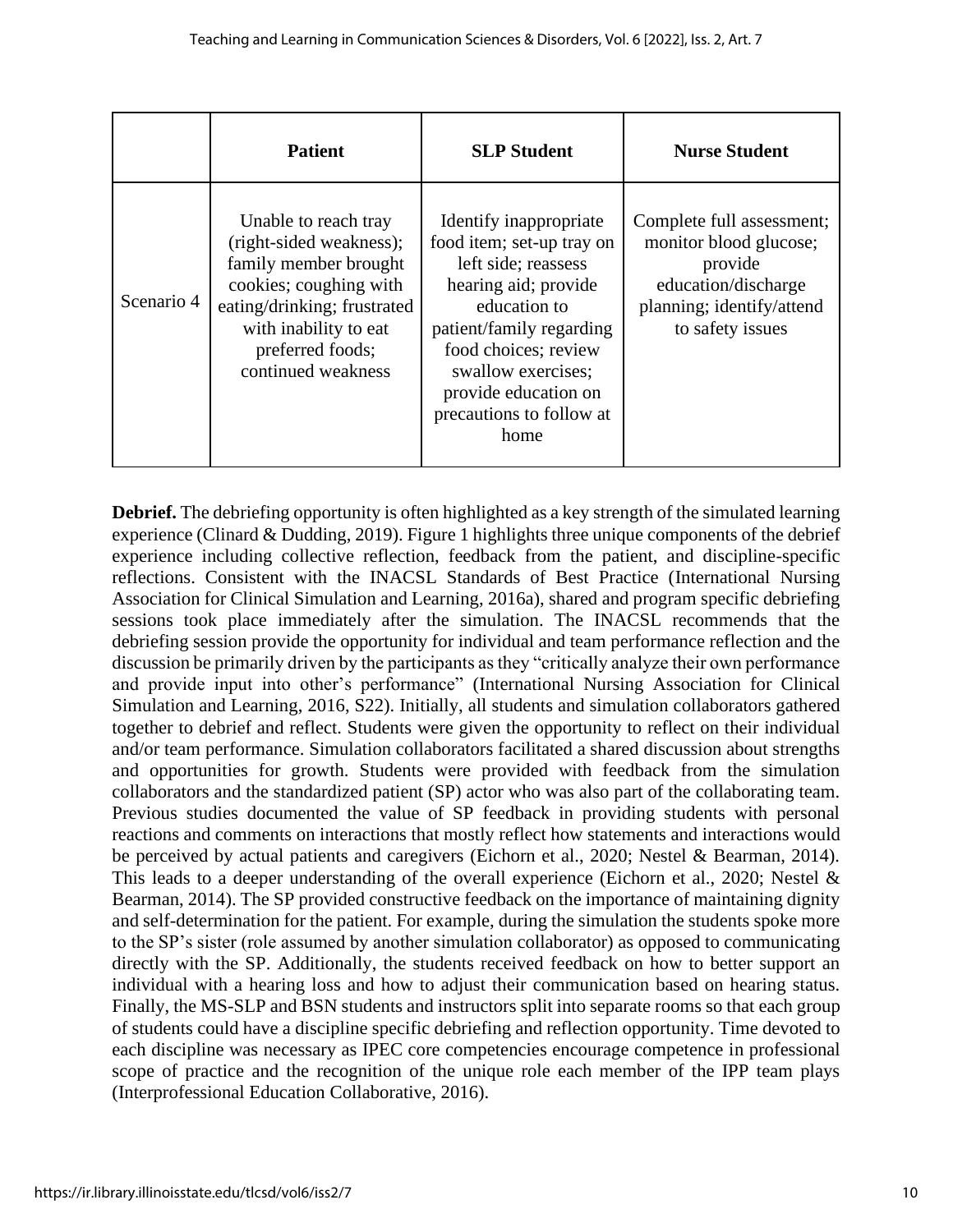| | Patient | SLP Student | Nurse Student |
|---|---|---|---|
| Scenario 4 | Unable to reach tray (right-sided weakness); family member brought cookies; coughing with eating/drinking; frustrated with inability to eat preferred foods; continued weakness | Identify inappropriate food item; set-up tray on left side; reassess hearing aid; provide education to patient/family regarding food choices; review swallow exercises; provide education on precautions to follow at home | Complete full assessment; monitor blood glucose; provide education/discharge planning; identify/attend to safety issues |

**Debrief.** The debriefing opportunity is often highlighted as a key strength of the simulated learning experience (Clinard & Dudding, 2019). Figure 1 highlights three unique components of the debrief experience including collective reflection, feedback from the patient, and discipline-specific reflections. Consistent with the INACSL Standards of Best Practice (International Nursing Association for Clinical Simulation and Learning, 2016a), shared and program specific debriefing sessions took place immediately after the simulation. The INACSL recommends that the debriefing session provide the opportunity for individual and team performance reflection and the discussion be primarily driven by the participants as they "critically analyze their own performance and provide input into other's performance" (International Nursing Association for Clinical Simulation and Learning, 2016, S22). Initially, all students and simulation collaborators gathered together to debrief and reflect. Students were given the opportunity to reflect on their individual and/or team performance. Simulation collaborators facilitated a shared discussion about strengths and opportunities for growth. Students were provided with feedback from the simulation collaborators and the standardized patient (SP) actor who was also part of the collaborating team. Previous studies documented the value of SP feedback in providing students with personal reactions and comments on interactions that mostly reflect how statements and interactions would be perceived by actual patients and caregivers (Eichorn et al., 2020; Nestel & Bearman, 2014). This leads to a deeper understanding of the overall experience (Eichorn et al., 2020; Nestel & Bearman, 2014). The SP provided constructive feedback on the importance of maintaining dignity and self-determination for the patient. For example, during the simulation the students spoke more to the SP's sister (role assumed by another simulation collaborator) as opposed to communicating directly with the SP. Additionally, the students received feedback on how to better support an individual with a hearing loss and how to adjust their communication based on hearing status. Finally, the MS-SLP and BSN students and instructors split into separate rooms so that each group of students could have a discipline specific debriefing and reflection opportunity. Time devoted to each discipline was necessary as IPEC core competencies encourage competence in professional scope of practice and the recognition of the unique role each member of the IPP team plays (Interprofessional Education Collaborative, 2016).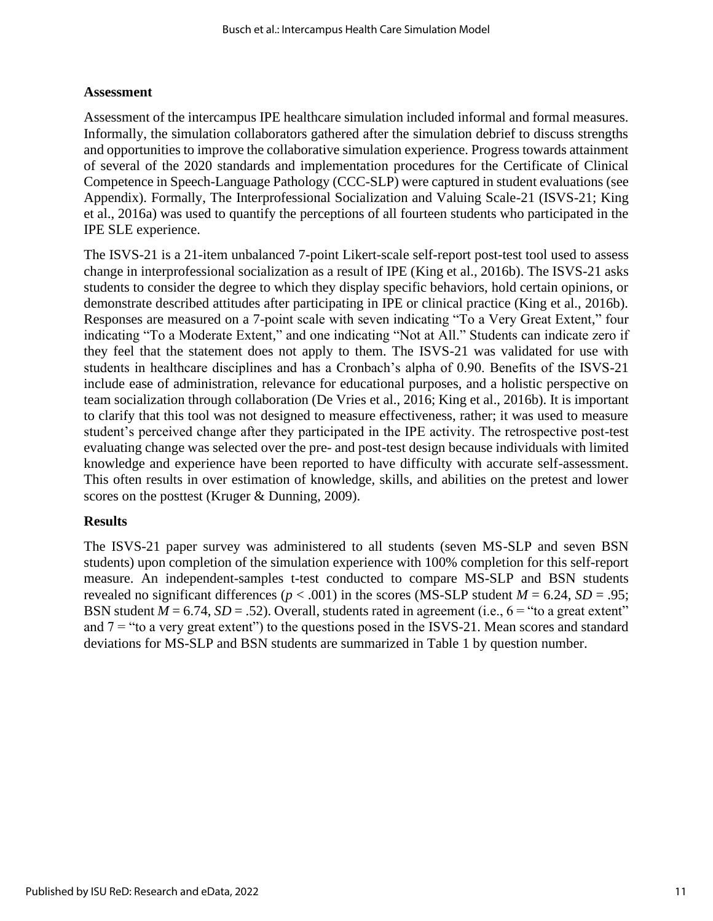### Assessment

Assessment of the intercampus IPE healthcare simulation included informal and formal measures. Informally, the simulation collaborators gathered after the simulation debrief to discuss strengths and opportunities to improve the collaborative simulation experience. Progress towards attainment of several of the 2020 standards and implementation procedures for the Certificate of Clinical Competence in Speech-Language Pathology (CCC-SLP) were captured in student evaluations (see Appendix). Formally, The Interprofessional Socialization and Valuing Scale-21 (ISVS-21; King et al., 2016a) was used to quantify the perceptions of all fourteen students who participated in the IPE SLE experience.

The ISVS-21 is a 21-item unbalanced 7-point Likert-scale self-report post-test tool used to assess change in interprofessional socialization as a result of IPE (King et al., 2016b). The ISVS-21 asks students to consider the degree to which they display specific behaviors, hold certain opinions, or demonstrate described attitudes after participating in IPE or clinical practice (King et al., 2016b). Responses are measured on a 7-point scale with seven indicating "To a Very Great Extent," four indicating "To a Moderate Extent," and one indicating "Not at All." Students can indicate zero if they feel that the statement does not apply to them. The ISVS-21 was validated for use with students in healthcare disciplines and has a Cronbach's alpha of 0.90. Benefits of the ISVS-21 include ease of administration, relevance for educational purposes, and a holistic perspective on team socialization through collaboration (De Vries et al., 2016; King et al., 2016b). It is important to clarify that this tool was not designed to measure effectiveness, rather; it was used to measure student's perceived change after they participated in the IPE activity. The retrospective post-test evaluating change was selected over the pre- and post-test design because individuals with limited knowledge and experience have been reported to have difficulty with accurate self-assessment. This often results in over estimation of knowledge, skills, and abilities on the pretest and lower scores on the posttest (Kruger & Dunning, 2009).

### Results

The ISVS-21 paper survey was administered to all students (seven MS-SLP and seven BSN students) upon completion of the simulation experience with 100% completion for this self-report measure. An independent-samples t-test conducted to compare MS-SLP and BSN students revealed no significant differences ($p < .001$) in the scores (MS-SLP student $M = 6.24$, $SD = .95$; BSN student $M = 6.74$, $SD = .52$). Overall, students rated in agreement (i.e., 6 = "to a great extent" and 7 = "to a very great extent") to the questions posed in the ISVS-21. Mean scores and standard deviations for MS-SLP and BSN students are summarized in Table 1 by question number.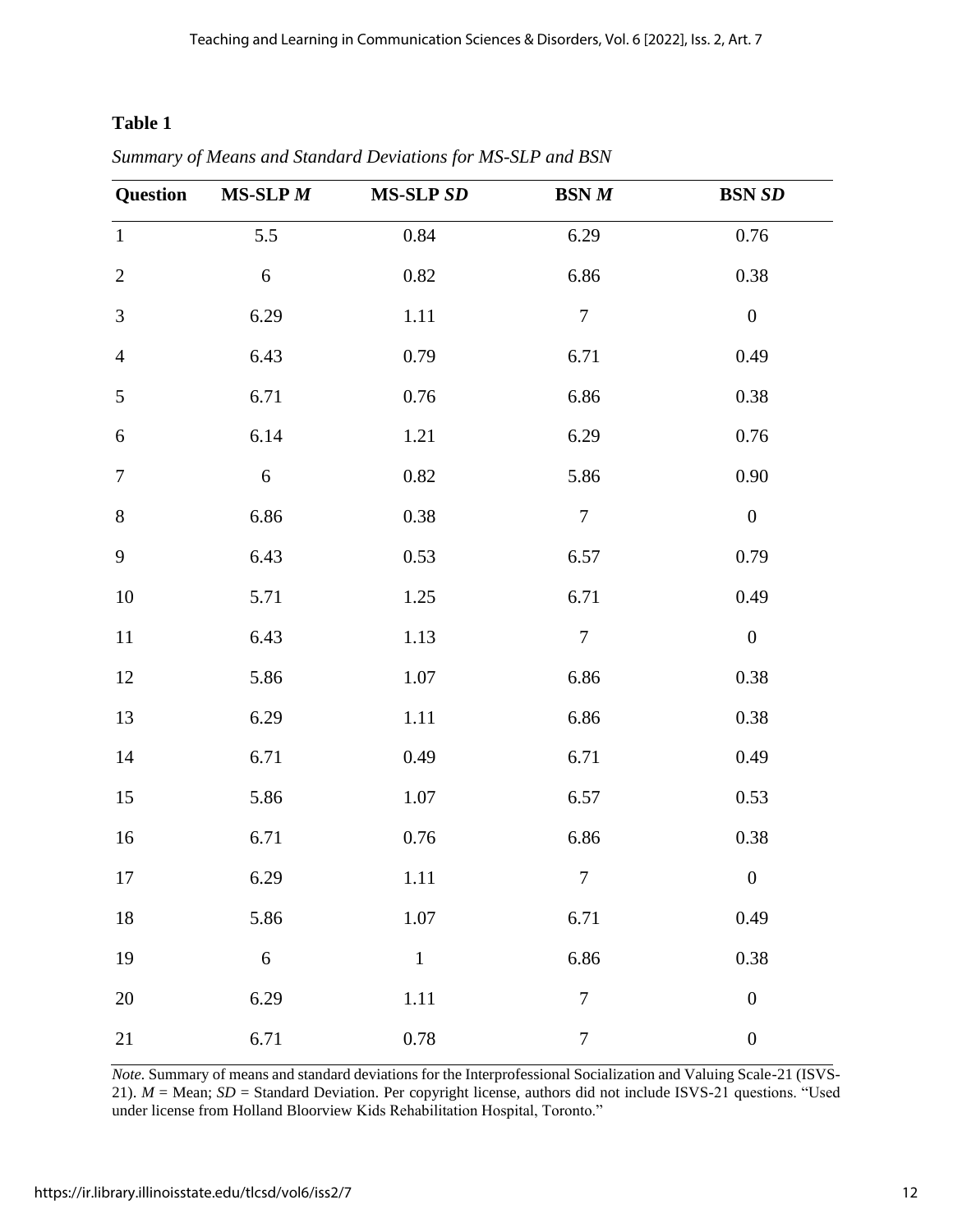**Table 1**

*Summary of Means and Standard Deviations for MS-SLP and BSN*

| Question | MS-SLP *M* | MS-SLP *SD* | BSN *M* | BSN *SD* |
|---|---|---|---|---|
| 1 | 5.5 | 0.84 | 6.29 | 0.76 |
| 2 | 6 | 0.82 | 6.86 | 0.38 |
| 3 | 6.29 | 1.11 | 7 | 0 |
| 4 | 6.43 | 0.79 | 6.71 | 0.49 |
| 5 | 6.71 | 0.76 | 6.86 | 0.38 |
| 6 | 6.14 | 1.21 | 6.29 | 0.76 |
| 7 | 6 | 0.82 | 5.86 | 0.90 |
| 8 | 6.86 | 0.38 | 7 | 0 |
| 9 | 6.43 | 0.53 | 6.57 | 0.79 |
| 10 | 5.71 | 1.25 | 6.71 | 0.49 |
| 11 | 6.43 | 1.13 | 7 | 0 |
| 12 | 5.86 | 1.07 | 6.86 | 0.38 |
| 13 | 6.29 | 1.11 | 6.86 | 0.38 |
| 14 | 6.71 | 0.49 | 6.71 | 0.49 |
| 15 | 5.86 | 1.07 | 6.57 | 0.53 |
| 16 | 6.71 | 0.76 | 6.86 | 0.38 |
| 17 | 6.29 | 1.11 | 7 | 0 |
| 18 | 5.86 | 1.07 | 6.71 | 0.49 |
| 19 | 6 | 1 | 6.86 | 0.38 |
| 20 | 6.29 | 1.11 | 7 | 0 |
| 21 | 6.71 | 0.78 | 7 | 0 |

*Note.* Summary of means and standard deviations for the Interprofessional Socialization and Valuing Scale-21 (ISVS-21). *M* = Mean; *SD* = Standard Deviation. Per copyright license, authors did not include ISVS-21 questions. "Used under license from Holland Bloorview Kids Rehabilitation Hospital, Toronto."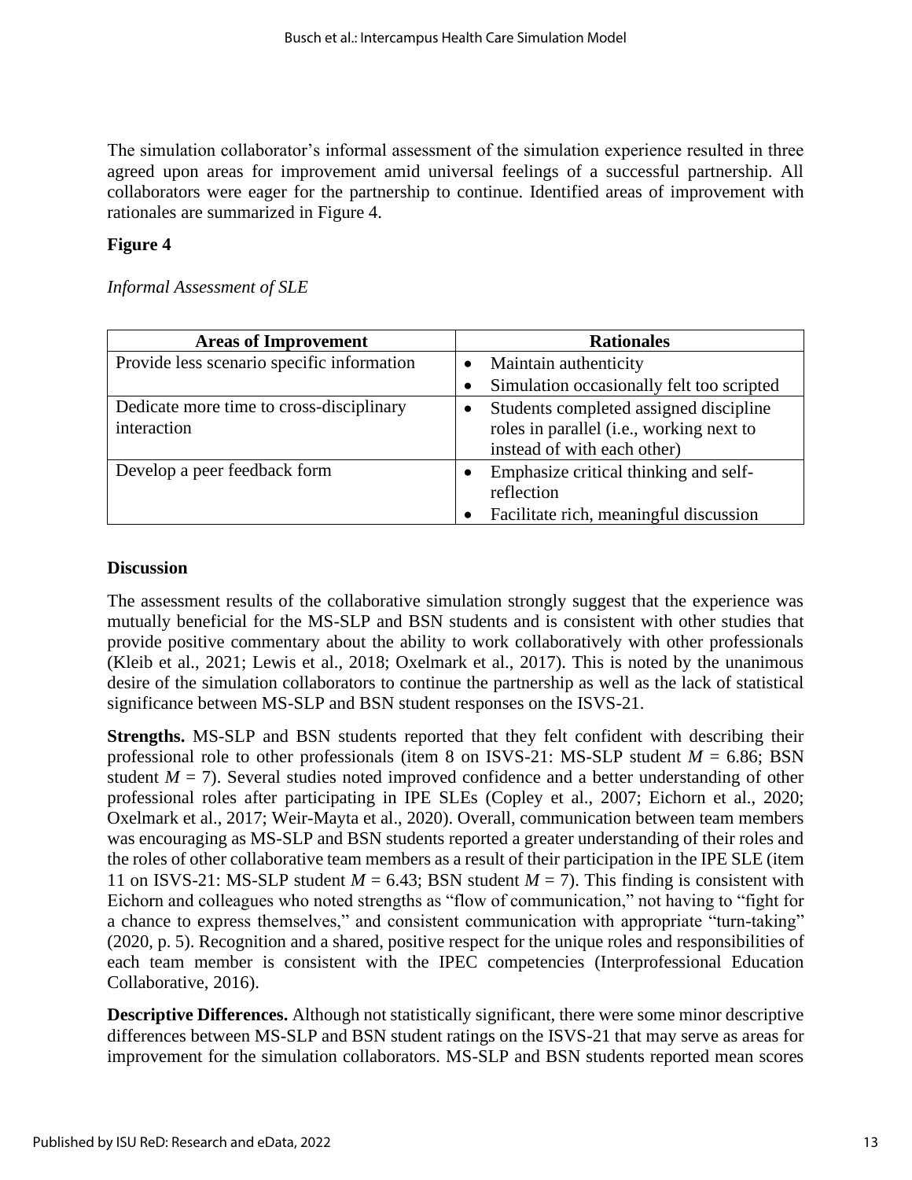The simulation collaborator's informal assessment of the simulation experience resulted in three agreed upon areas for improvement amid universal feelings of a successful partnership. All collaborators were eager for the partnership to continue. Identified areas of improvement with rationales are summarized in Figure 4.

**Figure 4**

*Informal Assessment of SLE*

| Areas of Improvement | Rationales |
|---|---|
| Provide less scenario specific information | • Maintain authenticity<br>• Simulation occasionally felt too scripted |
| Dedicate more time to cross-disciplinary interaction | • Students completed assigned discipline roles in parallel (i.e., working next to instead of with each other) |
| Develop a peer feedback form | • Emphasize critical thinking and self-reflection<br>• Facilitate rich, meaningful discussion |

## Discussion

The assessment results of the collaborative simulation strongly suggest that the experience was mutually beneficial for the MS-SLP and BSN students and is consistent with other studies that provide positive commentary about the ability to work collaboratively with other professionals (Kleib et al., 2021; Lewis et al., 2018; Oxelmark et al., 2017). This is noted by the unanimous desire of the simulation collaborators to continue the partnership as well as the lack of statistical significance between MS-SLP and BSN student responses on the ISVS-21.

**Strengths.** MS-SLP and BSN students reported that they felt confident with describing their professional role to other professionals (item 8 on ISVS-21: MS-SLP student $M = 6.86$; BSN student $M = 7$). Several studies noted improved confidence and a better understanding of other professional roles after participating in IPE SLEs (Copley et al., 2007; Eichorn et al., 2020; Oxelmark et al., 2017; Weir-Mayta et al., 2020). Overall, communication between team members was encouraging as MS-SLP and BSN students reported a greater understanding of their roles and the roles of other collaborative team members as a result of their participation in the IPE SLE (item 11 on ISVS-21: MS-SLP student $M = 6.43$; BSN student $M = 7$). This finding is consistent with Eichorn and colleagues who noted strengths as "flow of communication," not having to "fight for a chance to express themselves," and consistent communication with appropriate "turn-taking" (2020, p. 5). Recognition and a shared, positive respect for the unique roles and responsibilities of each team member is consistent with the IPEC competencies (Interprofessional Education Collaborative, 2016).

**Descriptive Differences.** Although not statistically significant, there were some minor descriptive differences between MS-SLP and BSN student ratings on the ISVS-21 that may serve as areas for improvement for the simulation collaborators. MS-SLP and BSN students reported mean scores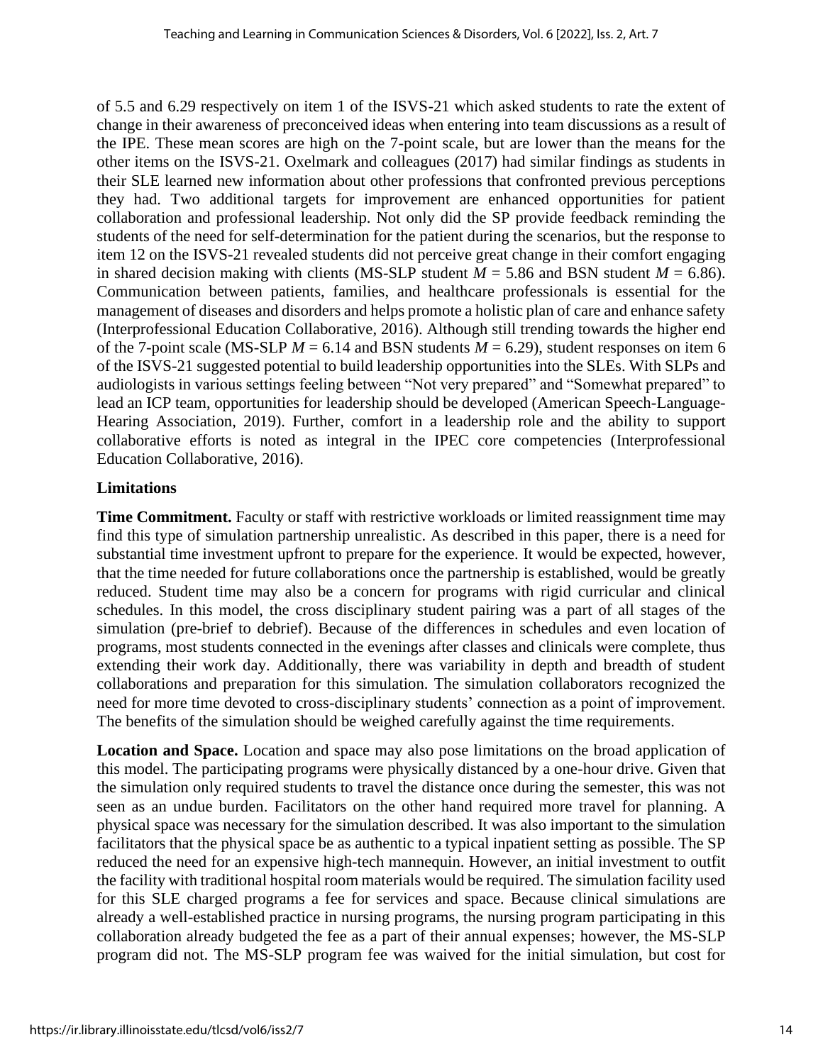of 5.5 and 6.29 respectively on item 1 of the ISVS-21 which asked students to rate the extent of change in their awareness of preconceived ideas when entering into team discussions as a result of the IPE. These mean scores are high on the 7-point scale, but are lower than the means for the other items on the ISVS-21. Oxelmark and colleagues (2017) had similar findings as students in their SLE learned new information about other professions that confronted previous perceptions they had. Two additional targets for improvement are enhanced opportunities for patient collaboration and professional leadership. Not only did the SP provide feedback reminding the students of the need for self-determination for the patient during the scenarios, but the response to item 12 on the ISVS-21 revealed students did not perceive great change in their comfort engaging in shared decision making with clients (MS-SLP student $M$ = 5.86 and BSN student $M$ = 6.86). Communication between patients, families, and healthcare professionals is essential for the management of diseases and disorders and helps promote a holistic plan of care and enhance safety (Interprofessional Education Collaborative, 2016). Although still trending towards the higher end of the 7-point scale (MS-SLP $M$ = 6.14 and BSN students $M$ = 6.29), student responses on item 6 of the ISVS-21 suggested potential to build leadership opportunities into the SLEs. With SLPs and audiologists in various settings feeling between "Not very prepared" and "Somewhat prepared" to lead an ICP team, opportunities for leadership should be developed (American Speech-Language-Hearing Association, 2019). Further, comfort in a leadership role and the ability to support collaborative efforts is noted as integral in the IPEC core competencies (Interprofessional Education Collaborative, 2016).

### Limitations

**Time Commitment.** Faculty or staff with restrictive workloads or limited reassignment time may find this type of simulation partnership unrealistic. As described in this paper, there is a need for substantial time investment upfront to prepare for the experience. It would be expected, however, that the time needed for future collaborations once the partnership is established, would be greatly reduced. Student time may also be a concern for programs with rigid curricular and clinical schedules. In this model, the cross disciplinary student pairing was a part of all stages of the simulation (pre-brief to debrief). Because of the differences in schedules and even location of programs, most students connected in the evenings after classes and clinicals were complete, thus extending their work day. Additionally, there was variability in depth and breadth of student collaborations and preparation for this simulation. The simulation collaborators recognized the need for more time devoted to cross-disciplinary students' connection as a point of improvement. The benefits of the simulation should be weighed carefully against the time requirements.

**Location and Space.** Location and space may also pose limitations on the broad application of this model. The participating programs were physically distanced by a one-hour drive. Given that the simulation only required students to travel the distance once during the semester, this was not seen as an undue burden. Facilitators on the other hand required more travel for planning. A physical space was necessary for the simulation described. It was also important to the simulation facilitators that the physical space be as authentic to a typical inpatient setting as possible. The SP reduced the need for an expensive high-tech mannequin. However, an initial investment to outfit the facility with traditional hospital room materials would be required. The simulation facility used for this SLE charged programs a fee for services and space. Because clinical simulations are already a well-established practice in nursing programs, the nursing program participating in this collaboration already budgeted the fee as a part of their annual expenses; however, the MS-SLP program did not. The MS-SLP program fee was waived for the initial simulation, but cost for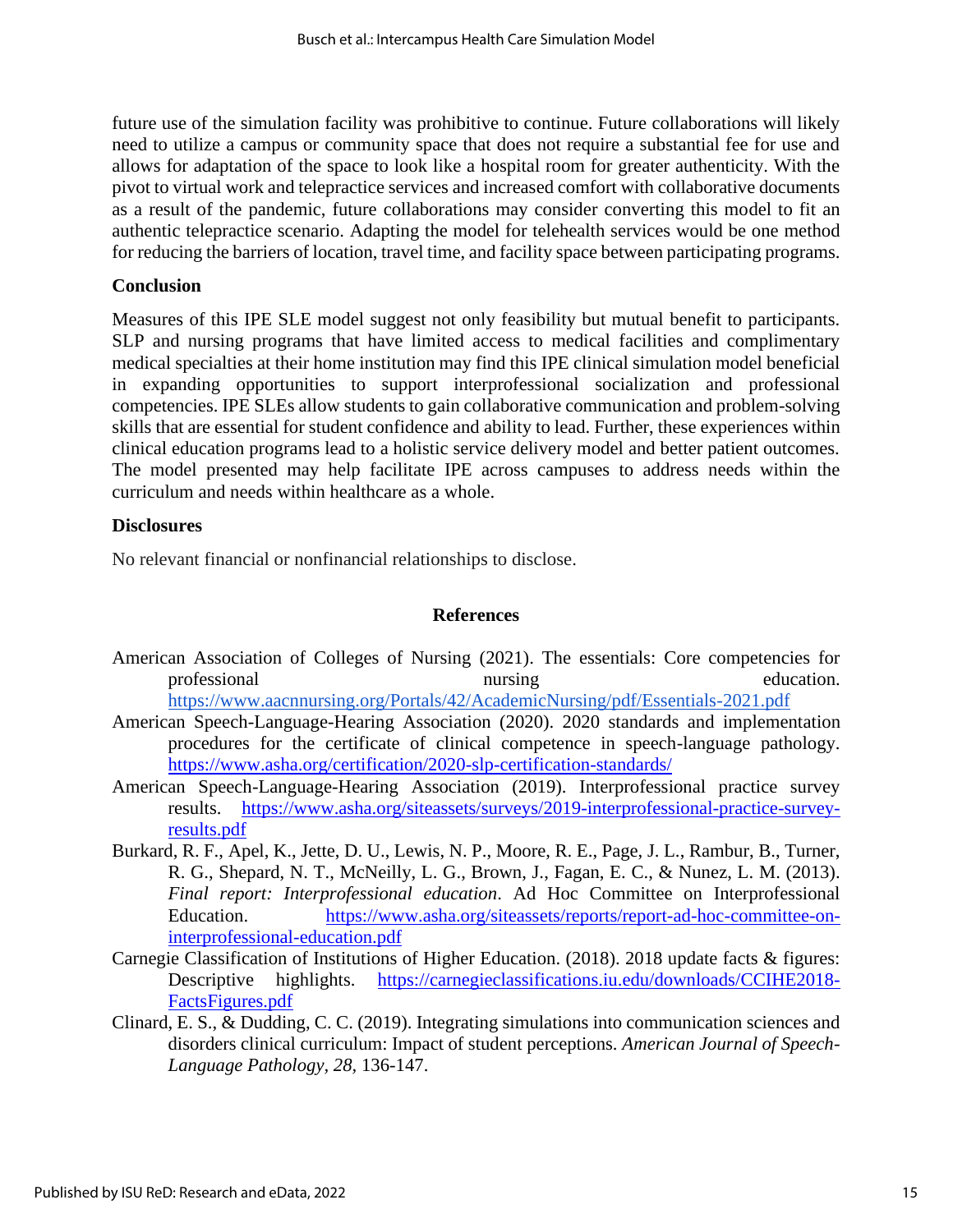future use of the simulation facility was prohibitive to continue. Future collaborations will likely need to utilize a campus or community space that does not require a substantial fee for use and allows for adaptation of the space to look like a hospital room for greater authenticity. With the pivot to virtual work and telepractice services and increased comfort with collaborative documents as a result of the pandemic, future collaborations may consider converting this model to fit an authentic telepractice scenario. Adapting the model for telehealth services would be one method for reducing the barriers of location, travel time, and facility space between participating programs.

## Conclusion

Measures of this IPE SLE model suggest not only feasibility but mutual benefit to participants. SLP and nursing programs that have limited access to medical facilities and complimentary medical specialties at their home institution may find this IPE clinical simulation model beneficial in expanding opportunities to support interprofessional socialization and professional competencies. IPE SLEs allow students to gain collaborative communication and problem-solving skills that are essential for student confidence and ability to lead. Further, these experiences within clinical education programs lead to a holistic service delivery model and better patient outcomes. The model presented may help facilitate IPE across campuses to address needs within the curriculum and needs within healthcare as a whole.

## Disclosures

No relevant financial or nonfinancial relationships to disclose.

## References

American Association of Colleges of Nursing (2021). The essentials: Core competencies for professional nursing education. https://www.aacnnursing.org/Portals/42/AcademicNursing/pdf/Essentials-2021.pdf

American Speech-Language-Hearing Association (2020). 2020 standards and implementation procedures for the certificate of clinical competence in speech-language pathology. https://www.asha.org/certification/2020-slp-certification-standards/

American Speech-Language-Hearing Association (2019). Interprofessional practice survey results. https://www.asha.org/siteassets/surveys/2019-interprofessional-practice-survey-results.pdf

Burkard, R. F., Apel, K., Jette, D. U., Lewis, N. P., Moore, R. E., Page, J. L., Rambur, B., Turner, R. G., Shepard, N. T., McNeilly, L. G., Brown, J., Fagan, E. C., & Nunez, L. M. (2013). *Final report: Interprofessional education*. Ad Hoc Committee on Interprofessional Education. https://www.asha.org/siteassets/reports/report-ad-hoc-committee-on-interprofessional-education.pdf

Carnegie Classification of Institutions of Higher Education. (2018). 2018 update facts & figures: Descriptive highlights. https://carnegieclassifications.iu.edu/downloads/CCIHE2018-FactsFigures.pdf

Clinard, E. S., & Dudding, C. C. (2019). Integrating simulations into communication sciences and disorders clinical curriculum: Impact of student perceptions. *American Journal of Speech-Language Pathology, 28*, 136-147.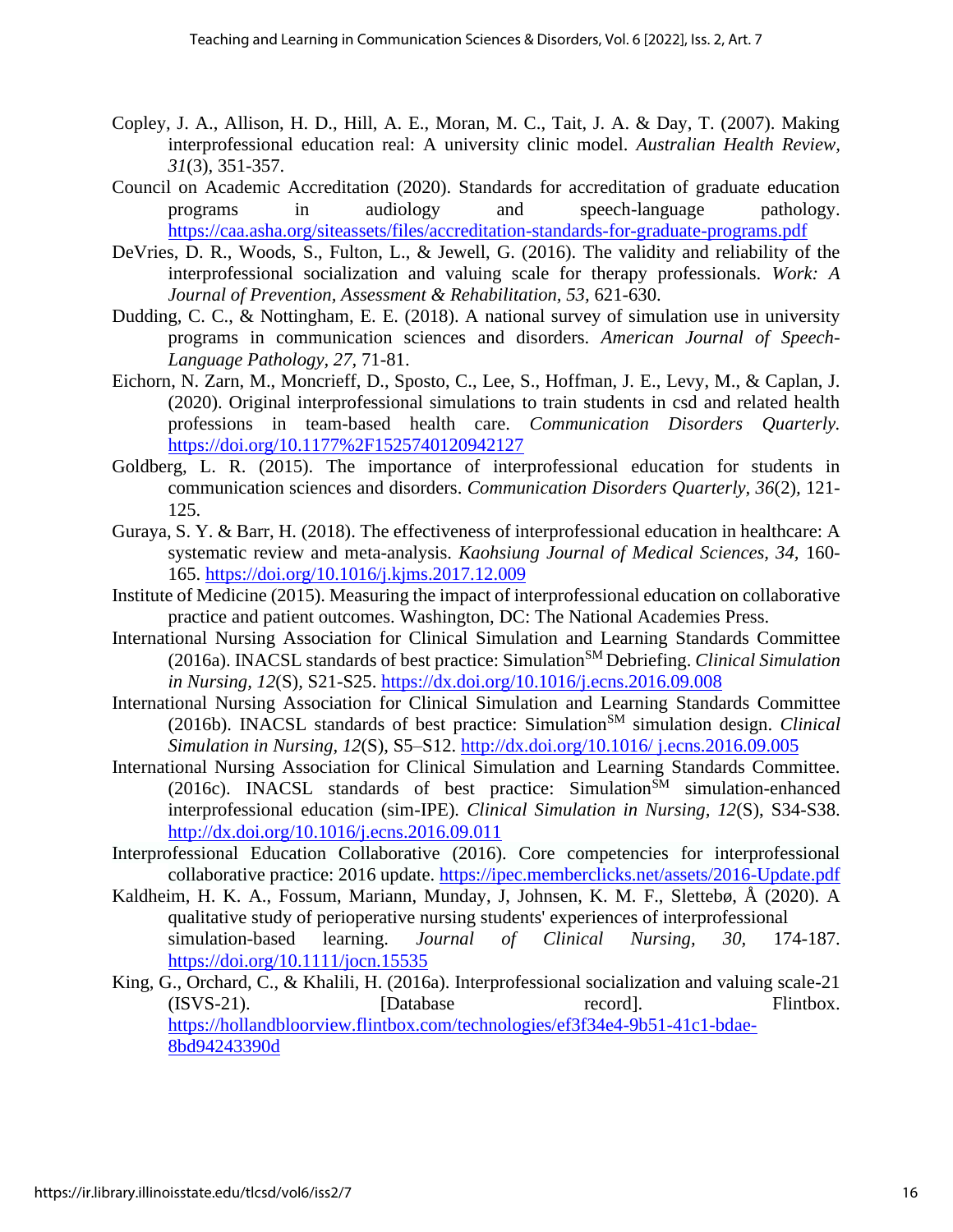Copley, J. A., Allison, H. D., Hill, A. E., Moran, M. C., Tait, J. A. & Day, T. (2007). Making interprofessional education real: A university clinic model. *Australian Health Review, 31*(3), 351-357.

Council on Academic Accreditation (2020). Standards for accreditation of graduate education programs in audiology and speech-language pathology. https://caa.asha.org/siteassets/files/accreditation-standards-for-graduate-programs.pdf

DeVries, D. R., Woods, S., Fulton, L., & Jewell, G. (2016). The validity and reliability of the interprofessional socialization and valuing scale for therapy professionals. *Work: A Journal of Prevention, Assessment & Rehabilitation, 53,* 621-630.

Dudding, C. C., & Nottingham, E. E. (2018). A national survey of simulation use in university programs in communication sciences and disorders. *American Journal of Speech-Language Pathology, 27,* 71-81.

Eichorn, N. Zarn, M., Moncrieff, D., Sposto, C., Lee, S., Hoffman, J. E., Levy, M., & Caplan, J. (2020). Original interprofessional simulations to train students in csd and related health professions in team-based health care. *Communication Disorders Quarterly.* https://doi.org/10.1177%2F1525740120942127

Goldberg, L. R. (2015). The importance of interprofessional education for students in communication sciences and disorders. *Communication Disorders Quarterly, 36*(2), 121-125.

Guraya, S. Y. & Barr, H. (2018). The effectiveness of interprofessional education in healthcare: A systematic review and meta-analysis. *Kaohsiung Journal of Medical Sciences, 34,* 160-165. https://doi.org/10.1016/j.kjms.2017.12.009

Institute of Medicine (2015). Measuring the impact of interprofessional education on collaborative practice and patient outcomes. Washington, DC: The National Academies Press.

International Nursing Association for Clinical Simulation and Learning Standards Committee (2016a). INACSL standards of best practice: Simulation[SM] Debriefing. *Clinical Simulation in Nursing, 12*(S), S21-S25. https://dx.doi.org/10.1016/j.ecns.2016.09.008

International Nursing Association for Clinical Simulation and Learning Standards Committee (2016b). INACSL standards of best practice: Simulation[SM] simulation design. *Clinical Simulation in Nursing, 12*(S), S5–S12. http://dx.doi.org/10.1016/ j.ecns.2016.09.005

International Nursing Association for Clinical Simulation and Learning Standards Committee. (2016c). INACSL standards of best practice: Simulation[SM] simulation-enhanced interprofessional education (sim-IPE). *Clinical Simulation in Nursing, 12*(S), S34-S38. http://dx.doi.org/10.1016/j.ecns.2016.09.011

Interprofessional Education Collaborative (2016). Core competencies for interprofessional collaborative practice: 2016 update. https://ipec.memberclicks.net/assets/2016-Update.pdf

Kaldheim, H. K. A., Fossum, Mariann, Munday, J, Johnsen, K. M. F., Slettebø, Å (2020). A qualitative study of perioperative nursing students' experiences of interprofessional simulation-based learning. *Journal of Clinical Nursing, 30,* 174-187. https://doi.org/10.1111/jocn.15535

King, G., Orchard, C., & Khalili, H. (2016a). Interprofessional socialization and valuing scale-21 (ISVS-21). [Database record]. Flintbox. https://hollandbloorview.flintbox.com/technologies/ef3f34e4-9b51-41c1-bdae-8bd94243390d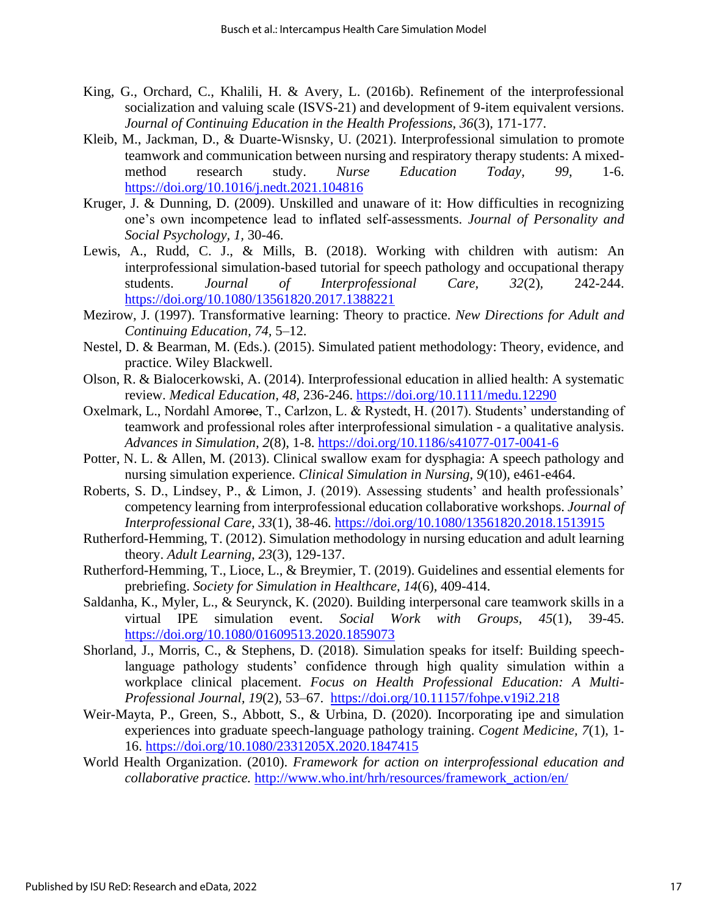King, G., Orchard, C., Khalili, H. & Avery, L. (2016b). Refinement of the interprofessional socialization and valuing scale (ISVS-21) and development of 9-item equivalent versions. *Journal of Continuing Education in the Health Professions*, *36*(3), 171-177.

Kleib, M., Jackman, D., & Duarte-Wisnsky, U. (2021). Interprofessional simulation to promote teamwork and communication between nursing and respiratory therapy students: A mixed-method research study. *Nurse Education Today, 99,* 1-6. https://doi.org/10.1016/j.nedt.2021.104816

Kruger, J. & Dunning, D. (2009). Unskilled and unaware of it: How difficulties in recognizing one's own incompetence lead to inflated self-assessments. *Journal of Personality and Social Psychology, 1,* 30-46.

Lewis, A., Rudd, C. J., & Mills, B. (2018). Working with children with autism: An interprofessional simulation-based tutorial for speech pathology and occupational therapy students. *Journal of Interprofessional Care, 32*(2), 242-244. https://doi.org/10.1080/13561820.2017.1388221

Mezirow, J. (1997). Transformative learning: Theory to practice. *New Directions for Adult and Continuing Education, 74,* 5–12.

Nestel, D. & Bearman, M. (Eds.). (2015). Simulated patient methodology: Theory, evidence, and practice. Wiley Blackwell.

Olson, R. & Bialocerkowski, A. (2014). Interprofessional education in allied health: A systematic review. *Medical Education, 48,* 236-246. https://doi.org/10.1111/medu.12290

Oxelmark, L., Nordahl Amorǿe, T., Carlzon, L. & Rystedt, H. (2017). Students' understanding of teamwork and professional roles after interprofessional simulation - a qualitative analysis. *Advances in Simulation, 2*(8), 1-8. https://doi.org/10.1186/s41077-017-0041-6

Potter, N. L. & Allen, M. (2013). Clinical swallow exam for dysphagia: A speech pathology and nursing simulation experience. *Clinical Simulation in Nursing, 9*(10), e461-e464.

Roberts, S. D., Lindsey, P., & Limon, J. (2019). Assessing students' and health professionals' competency learning from interprofessional education collaborative workshops. *Journal of Interprofessional Care, 33*(1), 38-46. https://doi.org/10.1080/13561820.2018.1513915

Rutherford-Hemming, T. (2012). Simulation methodology in nursing education and adult learning theory. *Adult Learning, 23*(3), 129-137.

Rutherford-Hemming, T., Lioce, L., & Breymier, T. (2019). Guidelines and essential elements for prebriefing. *Society for Simulation in Healthcare, 14*(6), 409-414.

Saldanha, K., Myler, L., & Seurynck, K. (2020). Building interpersonal care teamwork skills in a virtual IPE simulation event. *Social Work with Groups, 45*(1), 39-45. https://doi.org/10.1080/01609513.2020.1859073

Shorland, J., Morris, C., & Stephens, D. (2018). Simulation speaks for itself: Building speech-language pathology students' confidence through high quality simulation within a workplace clinical placement. *Focus on Health Professional Education: A Multi-Professional Journal, 19*(2), 53–67. https://doi.org/10.11157/fohpe.v19i2.218

Weir-Mayta, P., Green, S., Abbott, S., & Urbina, D. (2020). Incorporating ipe and simulation experiences into graduate speech-language pathology training. *Cogent Medicine, 7*(1), 1-16. https://doi.org/10.1080/2331205X.2020.1847415

World Health Organization. (2010). *Framework for action on interprofessional education and collaborative practice.* http://www.who.int/hrh/resources/framework_action/en/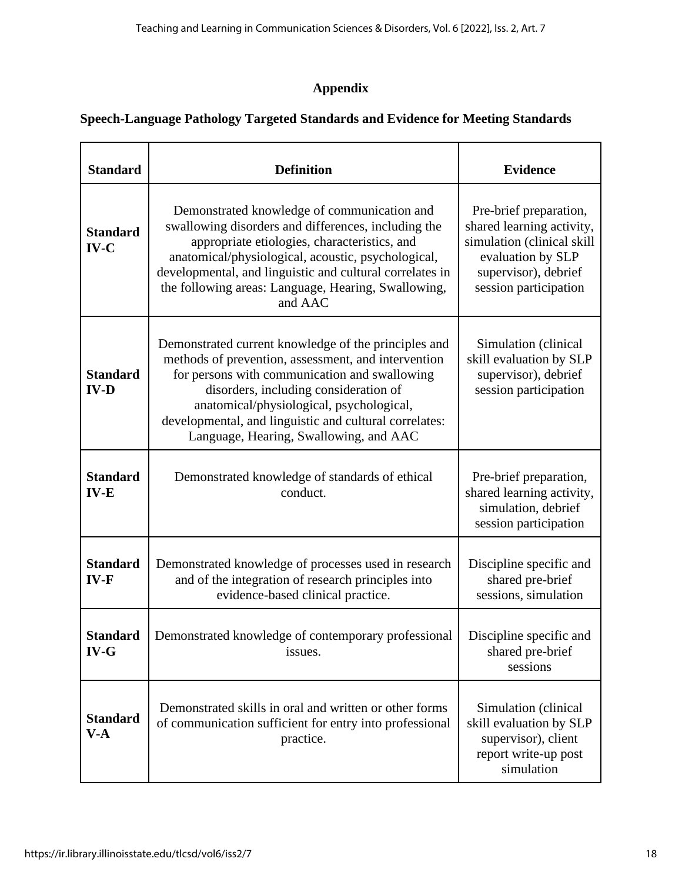# Appendix

## Speech-Language Pathology Targeted Standards and Evidence for Meeting Standards

| Standard | Definition | Evidence |
|---|---|---|
| **Standard IV-C** | Demonstrated knowledge of communication and swallowing disorders and differences, including the appropriate etiologies, characteristics, and anatomical/physiological, acoustic, psychological, developmental, and linguistic and cultural correlates in the following areas: Language, Hearing, Swallowing, and AAC | Pre-brief preparation, shared learning activity, simulation (clinical skill evaluation by SLP supervisor), debrief session participation |
| **Standard IV-D** | Demonstrated current knowledge of the principles and methods of prevention, assessment, and intervention for persons with communication and swallowing disorders, including consideration of anatomical/physiological, psychological, developmental, and linguistic and cultural correlates: Language, Hearing, Swallowing, and AAC | Simulation (clinical skill evaluation by SLP supervisor), debrief session participation |
| **Standard IV-E** | Demonstrated knowledge of standards of ethical conduct. | Pre-brief preparation, shared learning activity, simulation, debrief session participation |
| **Standard IV-F** | Demonstrated knowledge of processes used in research and of the integration of research principles into evidence-based clinical practice. | Discipline specific and shared pre-brief sessions, simulation |
| **Standard IV-G** | Demonstrated knowledge of contemporary professional issues. | Discipline specific and shared pre-brief sessions |
| **Standard V-A** | Demonstrated skills in oral and written or other forms of communication sufficient for entry into professional practice. | Simulation (clinical skill evaluation by SLP supervisor), client report write-up post simulation |